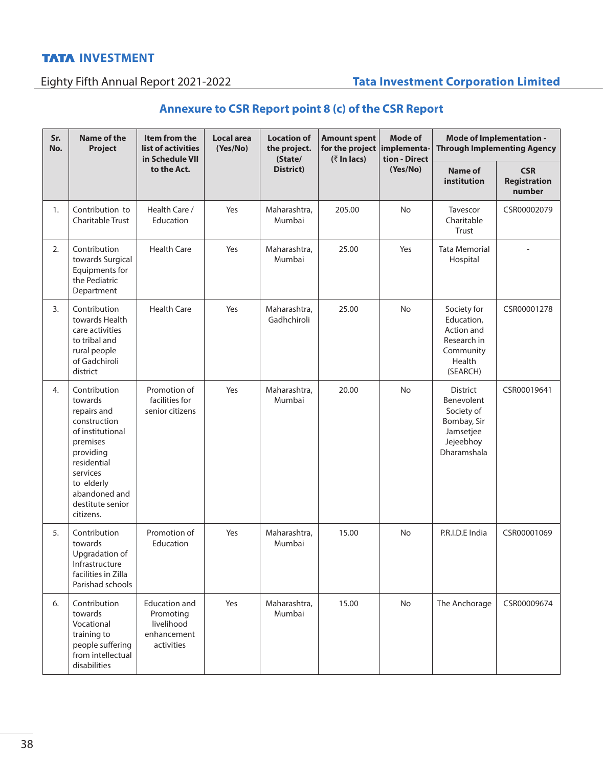## Annexure to CSR Report point 8 (c) of the CSR Report

| Sr. No. | Name of the Project | Item from the list of activities in Schedule VII to the Act. | Local area (Yes/No) | Location of the project. (State/ District) | Amount spent for the project (₹ In lacs) | Mode of implementa-tion - Direct (Yes/No) | Mode of Implementation - Through Implementing Agency | |
|---|---|---|---|---|---|---|---|---|
| | | | | | | | Name of institution | CSR Registration number |
| 1. | Contribution to Charitable Trust | Health Care / Education | Yes | Maharashtra, Mumbai | 205.00 | No | Tavescor Charitable Trust | CSR00002079 |
| 2. | Contribution towards Surgical Equipments for the Pediatric Department | Health Care | Yes | Maharashtra, Mumbai | 25.00 | Yes | Tata Memorial Hospital | - |
| 3. | Contribution towards Health care activities to tribal and rural people of Gadchiroli district | Health Care | Yes | Maharashtra, Gadhchiroli | 25.00 | No | Society for Education, Action and Research in Community Health (SEARCH) | CSR00001278 |
| 4. | Contribution towards repairs and construction of institutional premises providing residential services to elderly abandoned and destitute senior citizens. | Promotion of facilities for senior citizens | Yes | Maharashtra, Mumbai | 20.00 | No | District Benevolent Society of Bombay, Sir Jamsetjee Jejeebhoy Dharamshala | CSR00019641 |
| 5. | Contribution towards Upgradation of Infrastructure facilities in Zilla Parishad schools | Promotion of Education | Yes | Maharashtra, Mumbai | 15.00 | No | P.R.I.D.E India | CSR00001069 |
| 6. | Contribution towards Vocational training to people suffering from intellectual disabilities | Education and Promoting livelihood enhancement activities | Yes | Maharashtra, Mumbai | 15.00 | No | The Anchorage | CSR00009674 |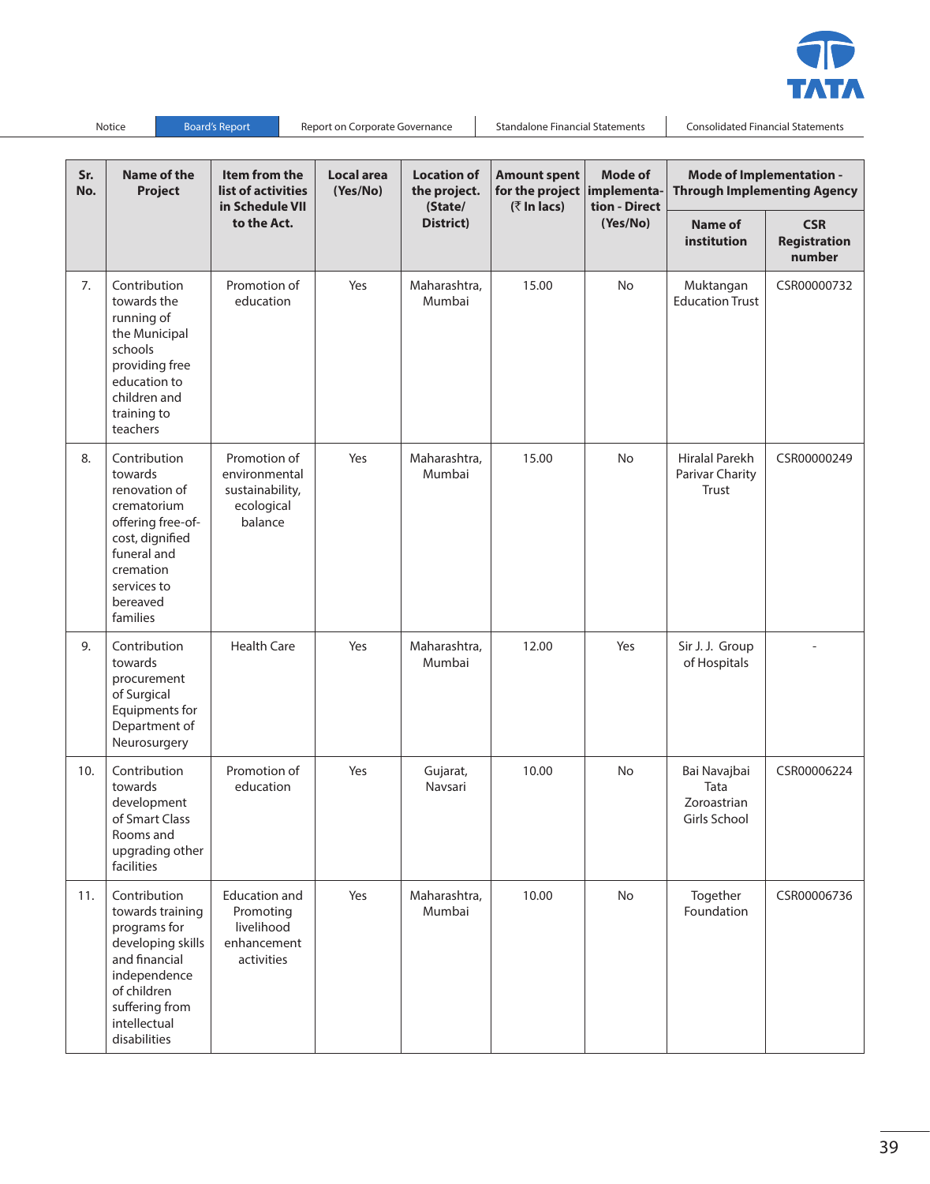| Sr. No. | Name of the Project | Item from the list of activities in Schedule VII to the Act. | Local area (Yes/No) | Location of the project. (State/ District) | Amount spent for the project (₹ In lacs) | Mode of implementation - Direct (Yes/No) | Mode of Implementation - Through Implementing Agency | |
|---|---|---|---|---|---|---|---|---|
| | | | | | | | Name of institution | CSR Registration number |
| 7. | Contribution towards the running of the Municipal schools providing free education to children and training to teachers | Promotion of education | Yes | Maharashtra, Mumbai | 15.00 | No | Muktangan Education Trust | CSR00000732 |
| 8. | Contribution towards renovation of crematorium offering free-of-cost, dignified funeral and cremation services to bereaved families | Promotion of environmental sustainability, ecological balance | Yes | Maharashtra, Mumbai | 15.00 | No | Hiralal Parekh Parivar Charity Trust | CSR00000249 |
| 9. | Contribution towards procurement of Surgical Equipments for Department of Neurosurgery | Health Care | Yes | Maharashtra, Mumbai | 12.00 | Yes | Sir J. J. Group of Hospitals | - |
| 10. | Contribution towards development of Smart Class Rooms and upgrading other facilities | Promotion of education | Yes | Gujarat, Navsari | 10.00 | No | Bai Navajbai Tata Zoroastrian Girls School | CSR00006224 |
| 11. | Contribution towards training programs for developing skills and financial independence of children suffering from intellectual disabilities | Education and Promoting livelihood enhancement activities | Yes | Maharashtra, Mumbai | 10.00 | No | Together Foundation | CSR00006736 |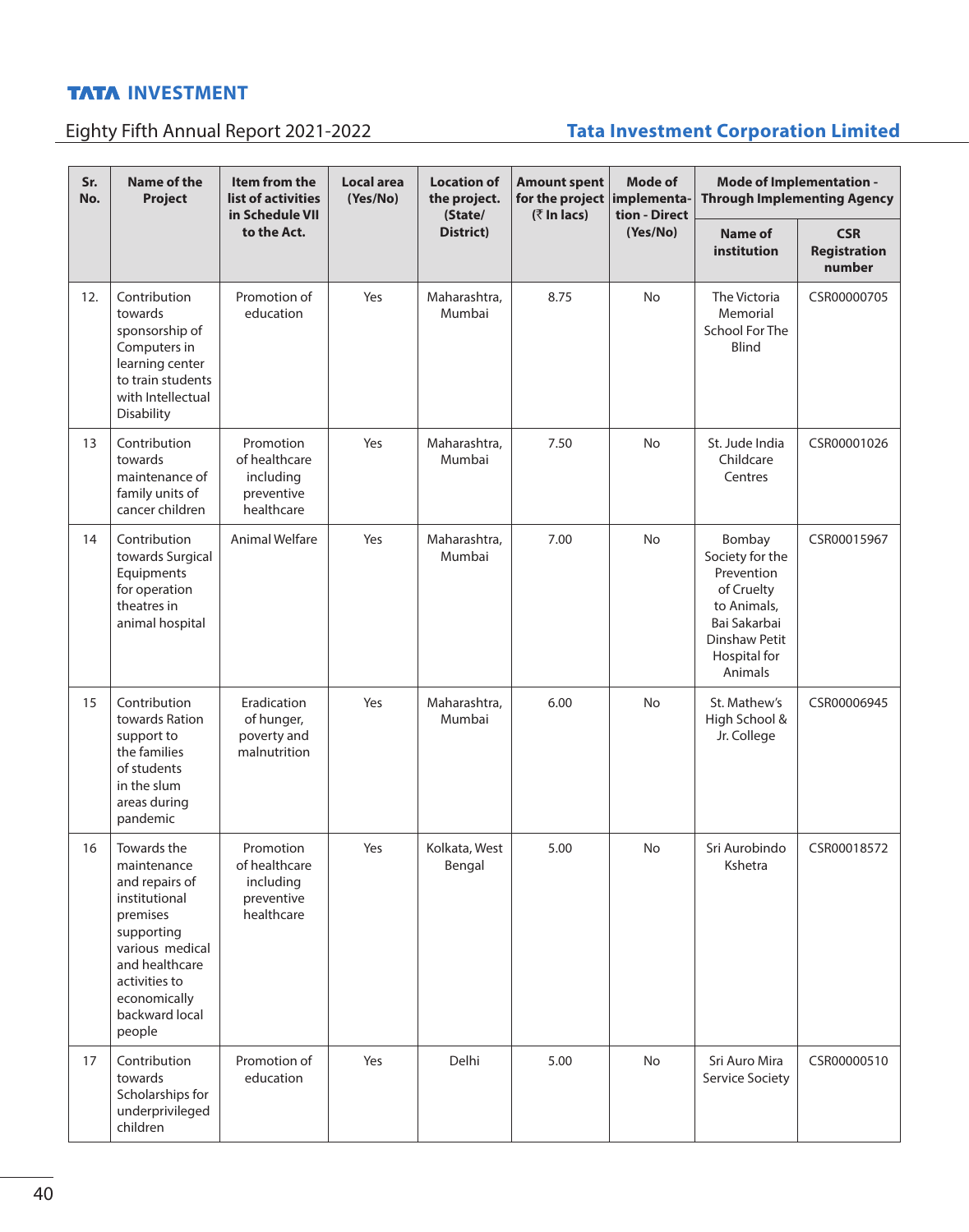| Sr. No. | Name of the Project | Item from the list of activities in Schedule VII to the Act. | Local area (Yes/No) | Location of the project. (State/ District) | Amount spent for the project (₹ In lacs) | Mode of implementation - Direct (Yes/No) | Mode of Implementation - Through Implementing Agency | |
|---|---|---|---|---|---|---|---|---|
| | | | | | | | Name of institution | CSR Registration number |
| 12. | Contribution towards sponsorship of Computers in learning center to train students with Intellectual Disability | Promotion of education | Yes | Maharashtra, Mumbai | 8.75 | No | The Victoria Memorial School For The Blind | CSR00000705 |
| 13 | Contribution towards maintenance of family units of cancer children | Promotion of healthcare including preventive healthcare | Yes | Maharashtra, Mumbai | 7.50 | No | St. Jude India Childcare Centres | CSR00001026 |
| 14 | Contribution towards Surgical Equipments for operation theatres in animal hospital | Animal Welfare | Yes | Maharashtra, Mumbai | 7.00 | No | Bombay Society for the Prevention of Cruelty to Animals, Bai Sakarbai Dinshaw Petit Hospital for Animals | CSR00015967 |
| 15 | Contribution towards Ration support to the families of students in the slum areas during pandemic | Eradication of hunger, poverty and malnutrition | Yes | Maharashtra, Mumbai | 6.00 | No | St. Mathew's High School & Jr. College | CSR00006945 |
| 16 | Towards the maintenance and repairs of institutional premises supporting various medical and healthcare activities to economically backward local people | Promotion of healthcare including preventive healthcare | Yes | Kolkata, West Bengal | 5.00 | No | Sri Aurobindo Kshetra | CSR00018572 |
| 17 | Contribution towards Scholarships for underprivileged children | Promotion of education | Yes | Delhi | 5.00 | No | Sri Auro Mira Service Society | CSR00000510 |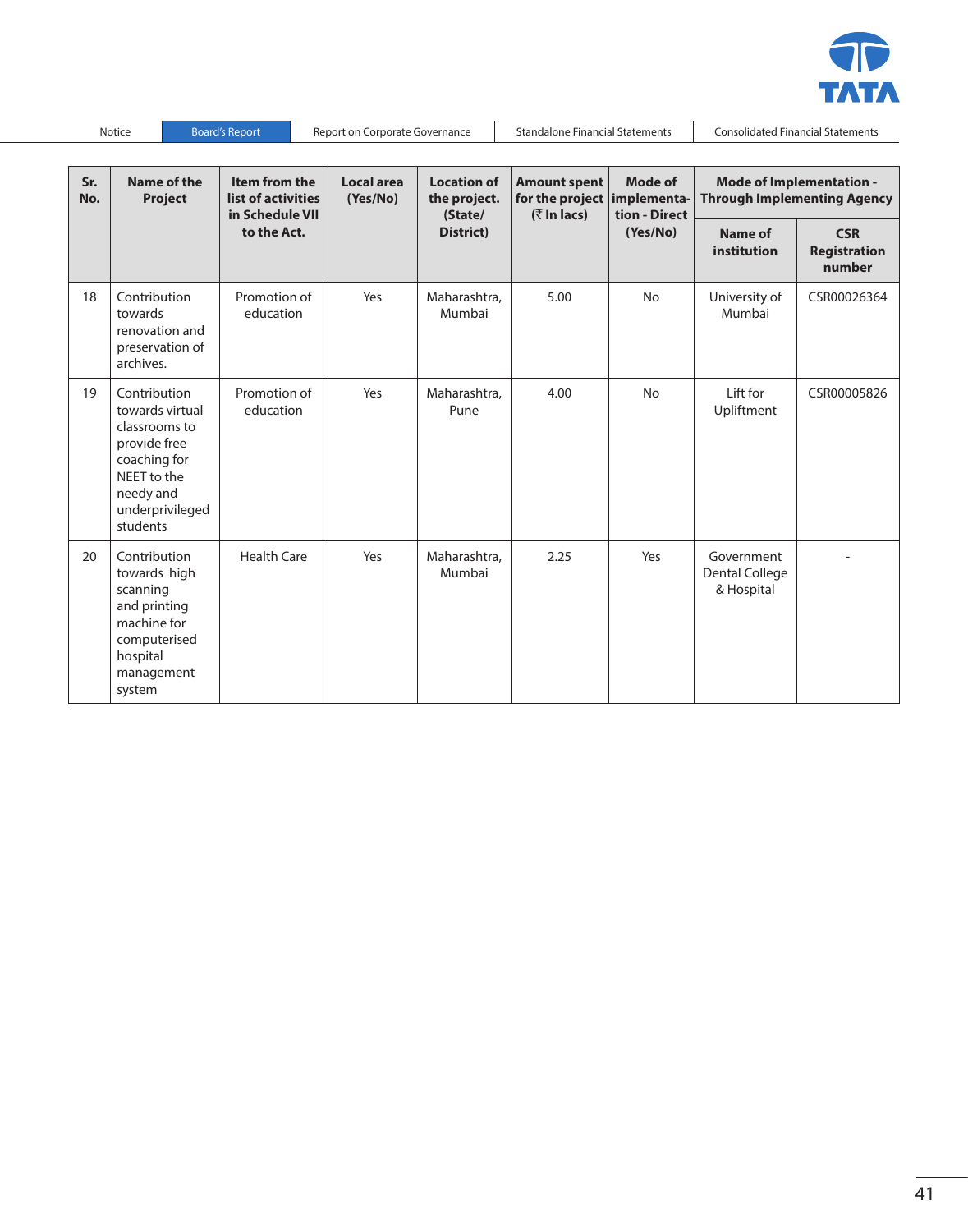| Sr. No. | Name of the Project | Item from the list of activities in Schedule VII to the Act. | Local area (Yes/No) | Location of the project. (State/ District) | Amount spent for the project (₹ In lacs) | Mode of implementation - Direct (Yes/No) | Mode of Implementation - Through Implementing Agency | |
|---|---|---|---|---|---|---|---|---|
| | | | | | | | Name of institution | CSR Registration number |
| 18 | Contribution towards renovation and preservation of archives. | Promotion of education | Yes | Maharashtra, Mumbai | 5.00 | No | University of Mumbai | CSR00026364 |
| 19 | Contribution towards virtual classrooms to provide free coaching for NEET to the needy and underprivileged students | Promotion of education | Yes | Maharashtra, Pune | 4.00 | No | Lift for Upliftment | CSR00005826 |
| 20 | Contribution towards high scanning and printing machine for computerised hospital management system | Health Care | Yes | Maharashtra, Mumbai | 2.25 | Yes | Government Dental College & Hospital | - |